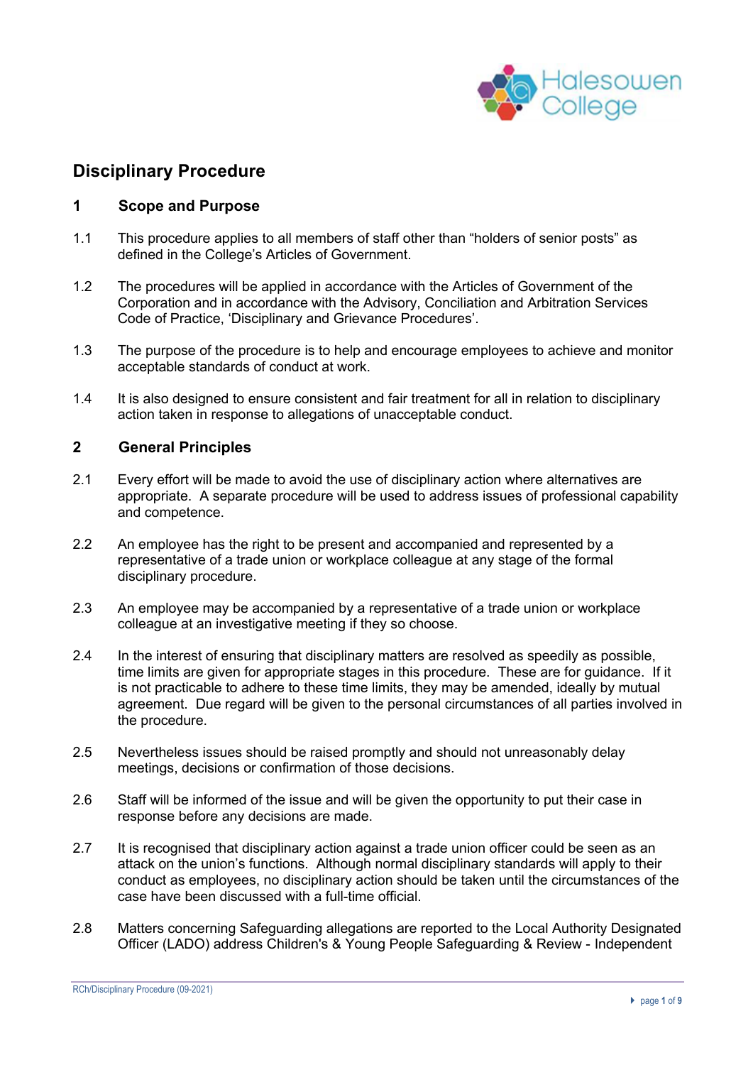# Disciplinary Procedure

## 1 Scope and Purpose

1.1 This procedure applies to all members of staff other than "holders of senior posts" as defined in the College's Articles of Government.

1.2 The procedures will be applied in accordance with the Articles of Government of the Corporation and in accordance with the Advisory, Conciliation and Arbitration Services Code of Practice, 'Disciplinary and Grievance Procedures'.

1.3 The purpose of the procedure is to help and encourage employees to achieve and monitor acceptable standards of conduct at work.

1.4 It is also designed to ensure consistent and fair treatment for all in relation to disciplinary action taken in response to allegations of unacceptable conduct.

## 2 General Principles

2.1 Every effort will be made to avoid the use of disciplinary action where alternatives are appropriate. A separate procedure will be used to address issues of professional capability and competence.

2.2 An employee has the right to be present and accompanied and represented by a representative of a trade union or workplace colleague at any stage of the formal disciplinary procedure.

2.3 An employee may be accompanied by a representative of a trade union or workplace colleague at an investigative meeting if they so choose.

2.4 In the interest of ensuring that disciplinary matters are resolved as speedily as possible, time limits are given for appropriate stages in this procedure. These are for guidance. If it is not practicable to adhere to these time limits, they may be amended, ideally by mutual agreement. Due regard will be given to the personal circumstances of all parties involved in the procedure.

2.5 Nevertheless issues should be raised promptly and should not unreasonably delay meetings, decisions or confirmation of those decisions.

2.6 Staff will be informed of the issue and will be given the opportunity to put their case in response before any decisions are made.

2.7 It is recognised that disciplinary action against a trade union officer could be seen as an attack on the union's functions. Although normal disciplinary standards will apply to their conduct as employees, no disciplinary action should be taken until the circumstances of the case have been discussed with a full-time official.

2.8 Matters concerning Safeguarding allegations are reported to the Local Authority Designated Officer (LADO) address Children's & Young People Safeguarding & Review - Independent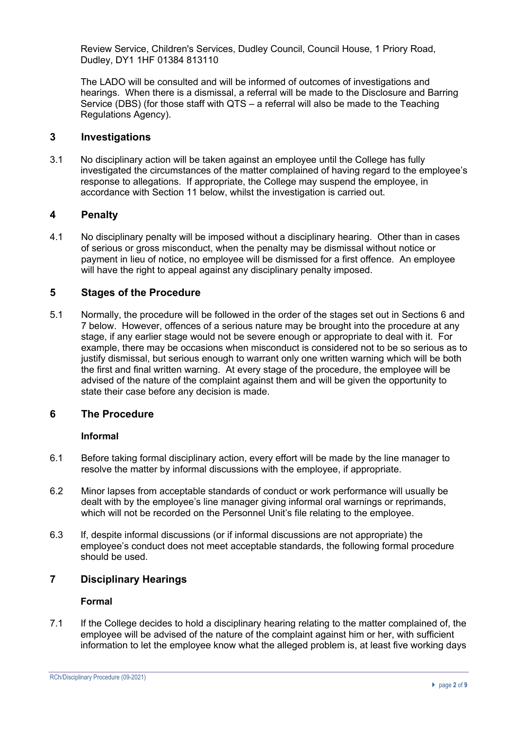Review Service, Children's Services, Dudley Council, Council House, 1 Priory Road, Dudley, DY1 1HF 01384 813110

The LADO will be consulted and will be informed of outcomes of investigations and hearings. When there is a dismissal, a referral will be made to the Disclosure and Barring Service (DBS) (for those staff with QTS – a referral will also be made to the Teaching Regulations Agency).

## 3 Investigations

3.1 No disciplinary action will be taken against an employee until the College has fully investigated the circumstances of the matter complained of having regard to the employee's response to allegations. If appropriate, the College may suspend the employee, in accordance with Section 11 below, whilst the investigation is carried out.

## 4 Penalty

4.1 No disciplinary penalty will be imposed without a disciplinary hearing. Other than in cases of serious or gross misconduct, when the penalty may be dismissal without notice or payment in lieu of notice, no employee will be dismissed for a first offence. An employee will have the right to appeal against any disciplinary penalty imposed.

## 5 Stages of the Procedure

5.1 Normally, the procedure will be followed in the order of the stages set out in Sections 6 and 7 below. However, offences of a serious nature may be brought into the procedure at any stage, if any earlier stage would not be severe enough or appropriate to deal with it. For example, there may be occasions when misconduct is considered not to be so serious as to justify dismissal, but serious enough to warrant only one written warning which will be both the first and final written warning. At every stage of the procedure, the employee will be advised of the nature of the complaint against them and will be given the opportunity to state their case before any decision is made.

## 6 The Procedure

**Informal**

6.1 Before taking formal disciplinary action, every effort will be made by the line manager to resolve the matter by informal discussions with the employee, if appropriate.

6.2 Minor lapses from acceptable standards of conduct or work performance will usually be dealt with by the employee's line manager giving informal oral warnings or reprimands, which will not be recorded on the Personnel Unit's file relating to the employee.

6.3 If, despite informal discussions (or if informal discussions are not appropriate) the employee's conduct does not meet acceptable standards, the following formal procedure should be used.

## 7 Disciplinary Hearings

**Formal**

7.1 If the College decides to hold a disciplinary hearing relating to the matter complained of, the employee will be advised of the nature of the complaint against him or her, with sufficient information to let the employee know what the alleged problem is, at least five working days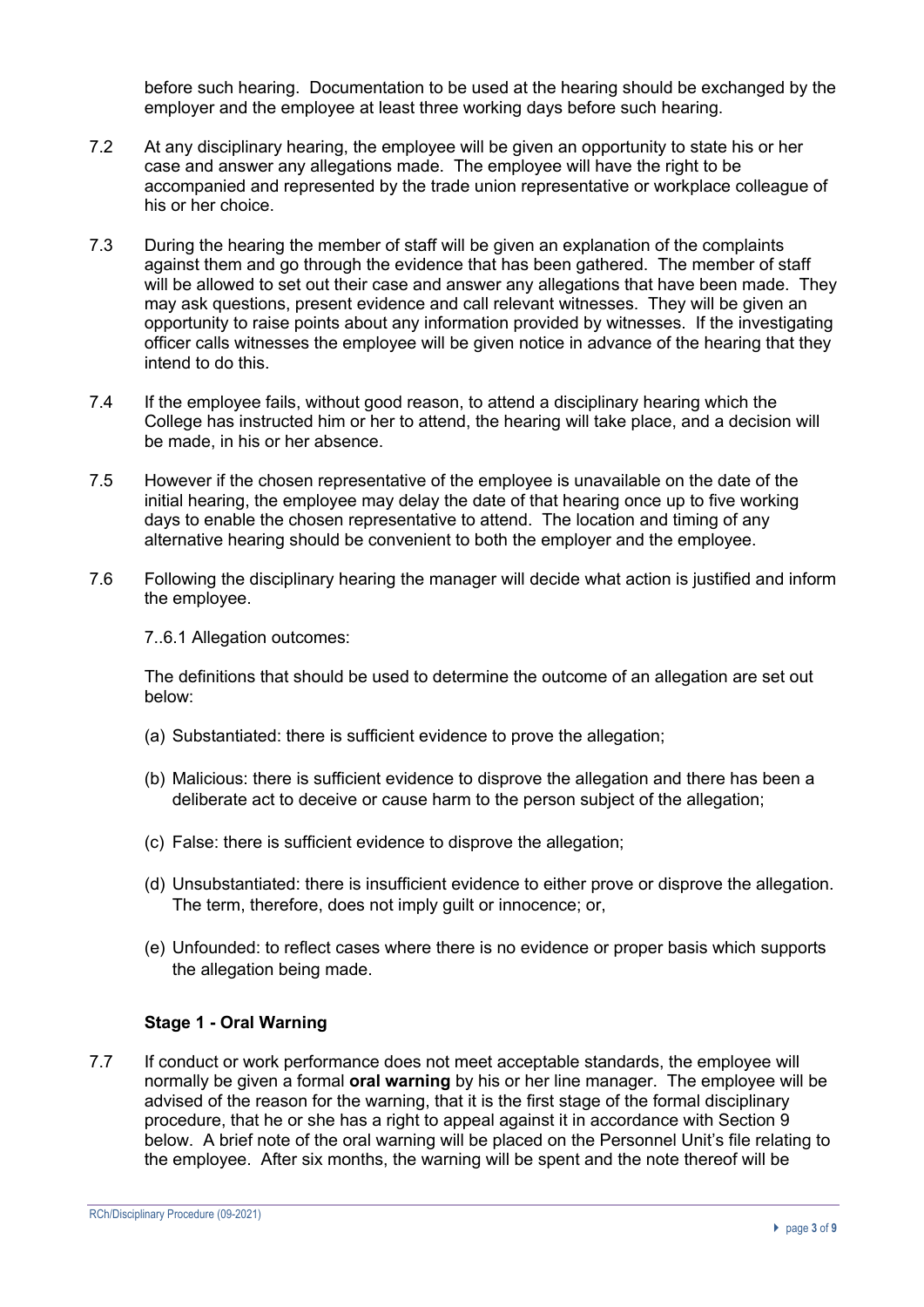before such hearing. Documentation to be used at the hearing should be exchanged by the employer and the employee at least three working days before such hearing.

7.2 At any disciplinary hearing, the employee will be given an opportunity to state his or her case and answer any allegations made. The employee will have the right to be accompanied and represented by the trade union representative or workplace colleague of his or her choice.

7.3 During the hearing the member of staff will be given an explanation of the complaints against them and go through the evidence that has been gathered. The member of staff will be allowed to set out their case and answer any allegations that have been made. They may ask questions, present evidence and call relevant witnesses. They will be given an opportunity to raise points about any information provided by witnesses. If the investigating officer calls witnesses the employee will be given notice in advance of the hearing that they intend to do this.

7.4 If the employee fails, without good reason, to attend a disciplinary hearing which the College has instructed him or her to attend, the hearing will take place, and a decision will be made, in his or her absence.

7.5 However if the chosen representative of the employee is unavailable on the date of the initial hearing, the employee may delay the date of that hearing once up to five working days to enable the chosen representative to attend. The location and timing of any alternative hearing should be convenient to both the employer and the employee.

7.6 Following the disciplinary hearing the manager will decide what action is justified and inform the employee.

7..6.1 Allegation outcomes:

The definitions that should be used to determine the outcome of an allegation are set out below:

(a) Substantiated: there is sufficient evidence to prove the allegation;

(b) Malicious: there is sufficient evidence to disprove the allegation and there has been a deliberate act to deceive or cause harm to the person subject of the allegation;

(c) False: there is sufficient evidence to disprove the allegation;

(d) Unsubstantiated: there is insufficient evidence to either prove or disprove the allegation. The term, therefore, does not imply guilt or innocence; or,

(e) Unfounded: to reflect cases where there is no evidence or proper basis which supports the allegation being made.

**Stage 1 - Oral Warning**

7.7 If conduct or work performance does not meet acceptable standards, the employee will normally be given a formal **oral warning** by his or her line manager. The employee will be advised of the reason for the warning, that it is the first stage of the formal disciplinary procedure, that he or she has a right to appeal against it in accordance with Section 9 below. A brief note of the oral warning will be placed on the Personnel Unit's file relating to the employee. After six months, the warning will be spent and the note thereof will be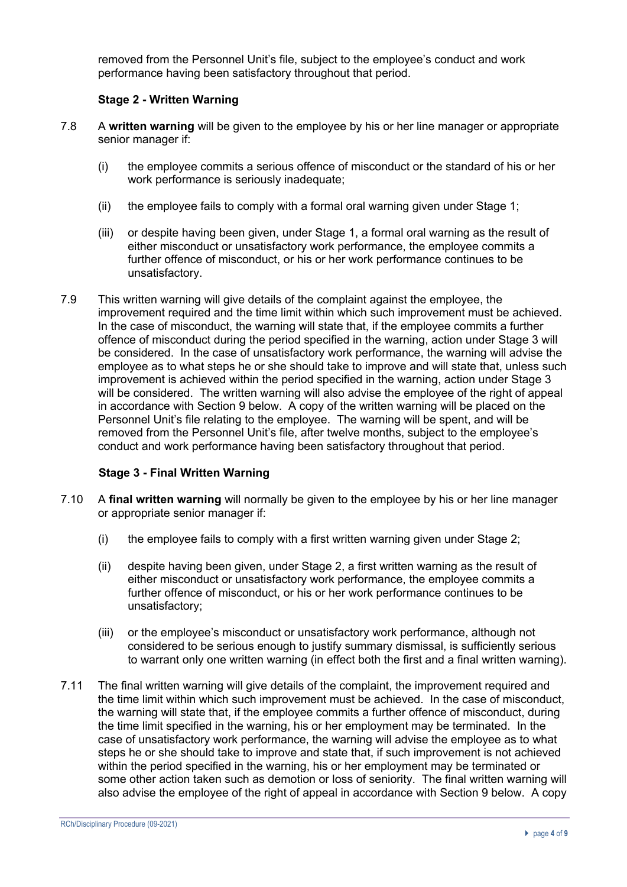removed from the Personnel Unit's file, subject to the employee's conduct and work performance having been satisfactory throughout that period.

### Stage 2 - Written Warning

7.8 A **written warning** will be given to the employee by his or her line manager or appropriate senior manager if:

- (i) the employee commits a serious offence of misconduct or the standard of his or her work performance is seriously inadequate;
- (ii) the employee fails to comply with a formal oral warning given under Stage 1;
- (iii) or despite having been given, under Stage 1, a formal oral warning as the result of either misconduct or unsatisfactory work performance, the employee commits a further offence of misconduct, or his or her work performance continues to be unsatisfactory.

7.9 This written warning will give details of the complaint against the employee, the improvement required and the time limit within which such improvement must be achieved. In the case of misconduct, the warning will state that, if the employee commits a further offence of misconduct during the period specified in the warning, action under Stage 3 will be considered. In the case of unsatisfactory work performance, the warning will advise the employee as to what steps he or she should take to improve and will state that, unless such improvement is achieved within the period specified in the warning, action under Stage 3 will be considered. The written warning will also advise the employee of the right of appeal in accordance with Section 9 below. A copy of the written warning will be placed on the Personnel Unit's file relating to the employee. The warning will be spent, and will be removed from the Personnel Unit's file, after twelve months, subject to the employee's conduct and work performance having been satisfactory throughout that period.

### Stage 3 - Final Written Warning

7.10 A **final written warning** will normally be given to the employee by his or her line manager or appropriate senior manager if:

- (i) the employee fails to comply with a first written warning given under Stage 2;
- (ii) despite having been given, under Stage 2, a first written warning as the result of either misconduct or unsatisfactory work performance, the employee commits a further offence of misconduct, or his or her work performance continues to be unsatisfactory;
- (iii) or the employee's misconduct or unsatisfactory work performance, although not considered to be serious enough to justify summary dismissal, is sufficiently serious to warrant only one written warning (in effect both the first and a final written warning).

7.11 The final written warning will give details of the complaint, the improvement required and the time limit within which such improvement must be achieved. In the case of misconduct, the warning will state that, if the employee commits a further offence of misconduct, during the time limit specified in the warning, his or her employment may be terminated. In the case of unsatisfactory work performance, the warning will advise the employee as to what steps he or she should take to improve and state that, if such improvement is not achieved within the period specified in the warning, his or her employment may be terminated or some other action taken such as demotion or loss of seniority. The final written warning will also advise the employee of the right of appeal in accordance with Section 9 below. A copy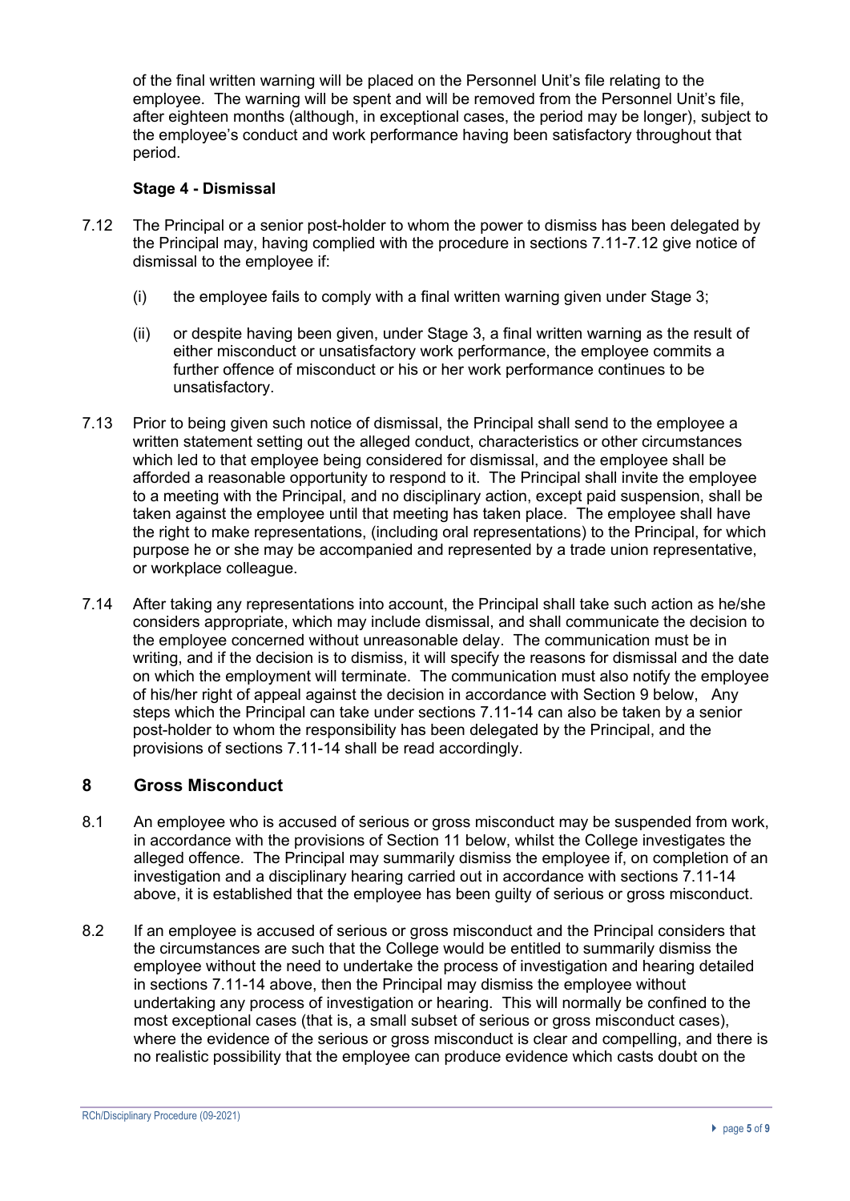of the final written warning will be placed on the Personnel Unit's file relating to the employee. The warning will be spent and will be removed from the Personnel Unit's file, after eighteen months (although, in exceptional cases, the period may be longer), subject to the employee's conduct and work performance having been satisfactory throughout that period.

**Stage 4 - Dismissal**

7.12 The Principal or a senior post-holder to whom the power to dismiss has been delegated by the Principal may, having complied with the procedure in sections 7.11-7.12 give notice of dismissal to the employee if:

(i) the employee fails to comply with a final written warning given under Stage 3;

(ii) or despite having been given, under Stage 3, a final written warning as the result of either misconduct or unsatisfactory work performance, the employee commits a further offence of misconduct or his or her work performance continues to be unsatisfactory.

7.13 Prior to being given such notice of dismissal, the Principal shall send to the employee a written statement setting out the alleged conduct, characteristics or other circumstances which led to that employee being considered for dismissal, and the employee shall be afforded a reasonable opportunity to respond to it. The Principal shall invite the employee to a meeting with the Principal, and no disciplinary action, except paid suspension, shall be taken against the employee until that meeting has taken place. The employee shall have the right to make representations, (including oral representations) to the Principal, for which purpose he or she may be accompanied and represented by a trade union representative, or workplace colleague.

7.14 After taking any representations into account, the Principal shall take such action as he/she considers appropriate, which may include dismissal, and shall communicate the decision to the employee concerned without unreasonable delay. The communication must be in writing, and if the decision is to dismiss, it will specify the reasons for dismissal and the date on which the employment will terminate. The communication must also notify the employee of his/her right of appeal against the decision in accordance with Section 9 below, Any steps which the Principal can take under sections 7.11-14 can also be taken by a senior post-holder to whom the responsibility has been delegated by the Principal, and the provisions of sections 7.11-14 shall be read accordingly.

## 8 Gross Misconduct

8.1 An employee who is accused of serious or gross misconduct may be suspended from work, in accordance with the provisions of Section 11 below, whilst the College investigates the alleged offence. The Principal may summarily dismiss the employee if, on completion of an investigation and a disciplinary hearing carried out in accordance with sections 7.11-14 above, it is established that the employee has been guilty of serious or gross misconduct.

8.2 If an employee is accused of serious or gross misconduct and the Principal considers that the circumstances are such that the College would be entitled to summarily dismiss the employee without the need to undertake the process of investigation and hearing detailed in sections 7.11-14 above, then the Principal may dismiss the employee without undertaking any process of investigation or hearing. This will normally be confined to the most exceptional cases (that is, a small subset of serious or gross misconduct cases), where the evidence of the serious or gross misconduct is clear and compelling, and there is no realistic possibility that the employee can produce evidence which casts doubt on the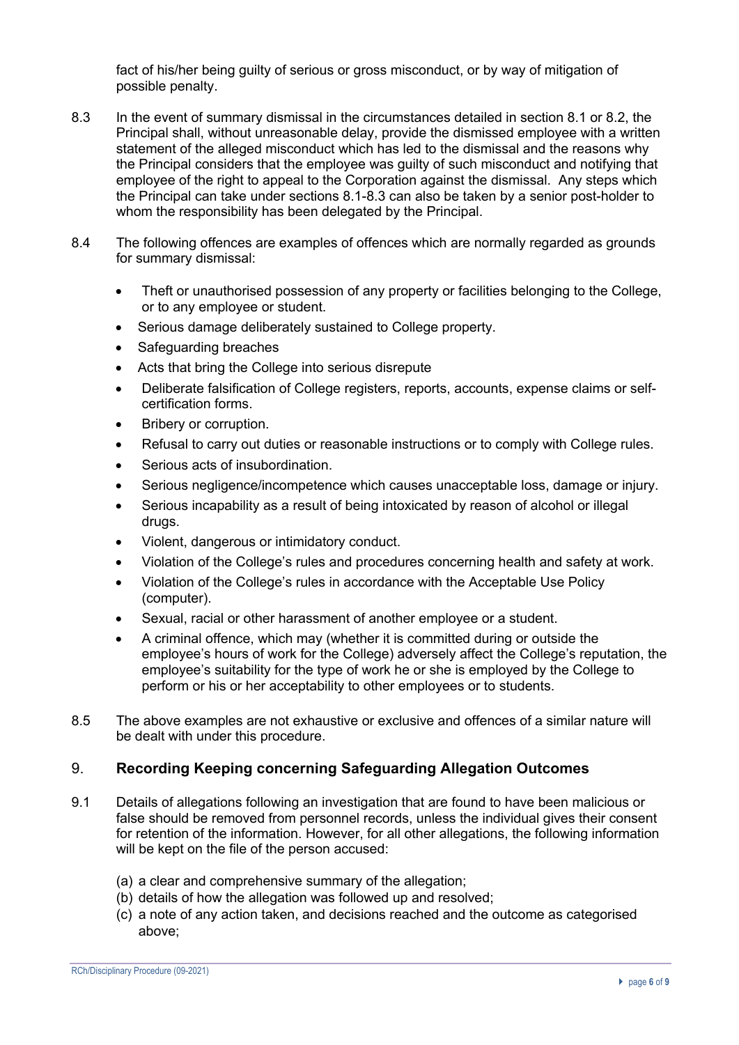fact of his/her being guilty of serious or gross misconduct, or by way of mitigation of possible penalty.

8.3 In the event of summary dismissal in the circumstances detailed in section 8.1 or 8.2, the Principal shall, without unreasonable delay, provide the dismissed employee with a written statement of the alleged misconduct which has led to the dismissal and the reasons why the Principal considers that the employee was guilty of such misconduct and notifying that employee of the right to appeal to the Corporation against the dismissal. Any steps which the Principal can take under sections 8.1-8.3 can also be taken by a senior post-holder to whom the responsibility has been delegated by the Principal.

8.4 The following offences are examples of offences which are normally regarded as grounds for summary dismissal:

- Theft or unauthorised possession of any property or facilities belonging to the College, or to any employee or student.
- Serious damage deliberately sustained to College property.
- Safeguarding breaches
- Acts that bring the College into serious disrepute
- Deliberate falsification of College registers, reports, accounts, expense claims or self-certification forms.
- Bribery or corruption.
- Refusal to carry out duties or reasonable instructions or to comply with College rules.
- Serious acts of insubordination.
- Serious negligence/incompetence which causes unacceptable loss, damage or injury.
- Serious incapability as a result of being intoxicated by reason of alcohol or illegal drugs.
- Violent, dangerous or intimidatory conduct.
- Violation of the College's rules and procedures concerning health and safety at work.
- Violation of the College's rules in accordance with the Acceptable Use Policy (computer).
- Sexual, racial or other harassment of another employee or a student.
- A criminal offence, which may (whether it is committed during or outside the employee's hours of work for the College) adversely affect the College's reputation, the employee's suitability for the type of work he or she is employed by the College to perform or his or her acceptability to other employees or to students.

8.5 The above examples are not exhaustive or exclusive and offences of a similar nature will be dealt with under this procedure.

## 9. Recording Keeping concerning Safeguarding Allegation Outcomes

9.1 Details of allegations following an investigation that are found to have been malicious or false should be removed from personnel records, unless the individual gives their consent for retention of the information. However, for all other allegations, the following information will be kept on the file of the person accused:

(a) a clear and comprehensive summary of the allegation;
(b) details of how the allegation was followed up and resolved;
(c) a note of any action taken, and decisions reached and the outcome as categorised above;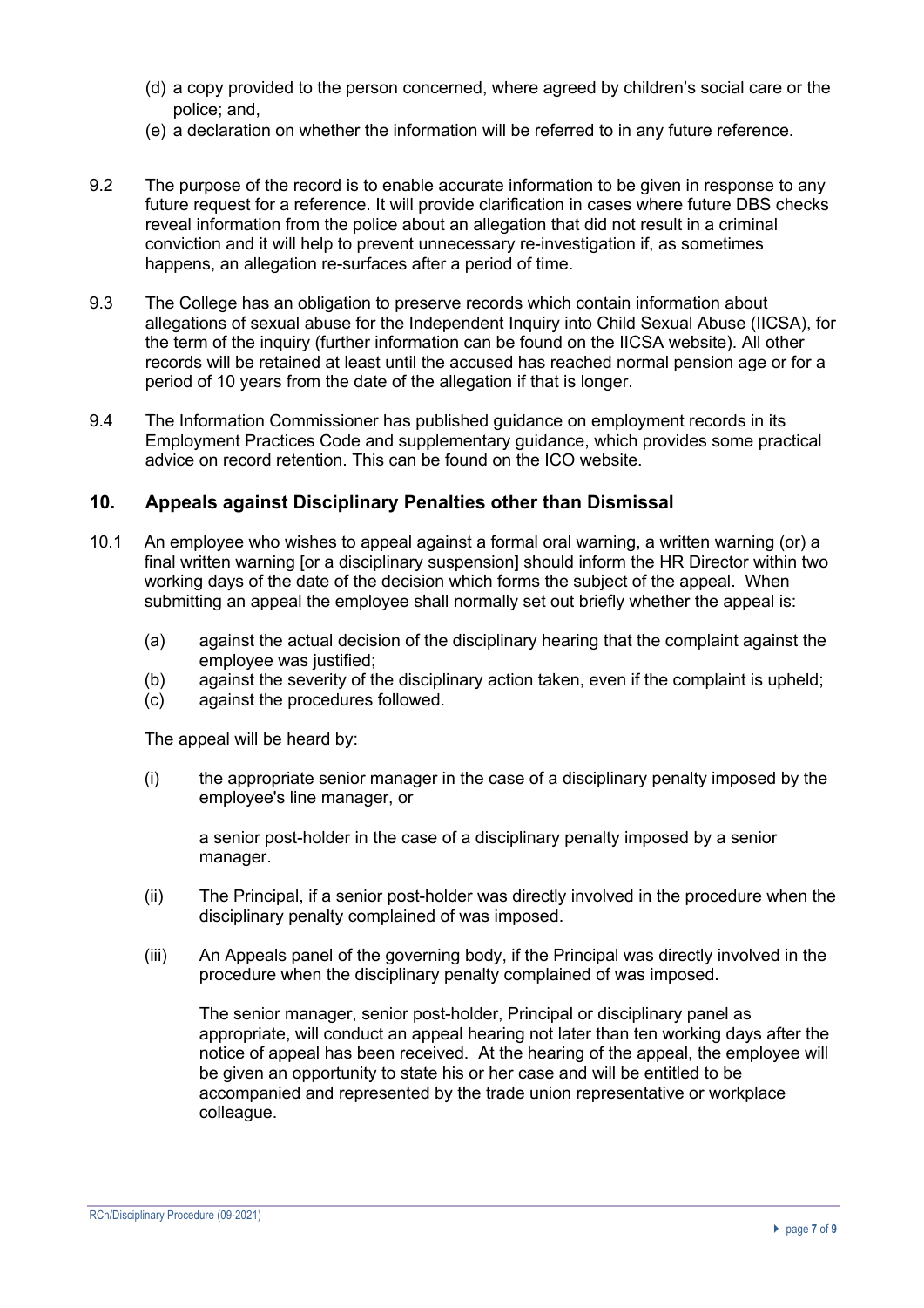(d) a copy provided to the person concerned, where agreed by children's social care or the police; and,

(e) a declaration on whether the information will be referred to in any future reference.

9.2 The purpose of the record is to enable accurate information to be given in response to any future request for a reference. It will provide clarification in cases where future DBS checks reveal information from the police about an allegation that did not result in a criminal conviction and it will help to prevent unnecessary re-investigation if, as sometimes happens, an allegation re-surfaces after a period of time.

9.3 The College has an obligation to preserve records which contain information about allegations of sexual abuse for the Independent Inquiry into Child Sexual Abuse (IICSA), for the term of the inquiry (further information can be found on the IICSA website). All other records will be retained at least until the accused has reached normal pension age or for a period of 10 years from the date of the allegation if that is longer.

9.4 The Information Commissioner has published guidance on employment records in its Employment Practices Code and supplementary guidance, which provides some practical advice on record retention. This can be found on the ICO website.

## 10. Appeals against Disciplinary Penalties other than Dismissal

10.1 An employee who wishes to appeal against a formal oral warning, a written warning (or) a final written warning [or a disciplinary suspension] should inform the HR Director within two working days of the date of the decision which forms the subject of the appeal. When submitting an appeal the employee shall normally set out briefly whether the appeal is:

(a) against the actual decision of the disciplinary hearing that the complaint against the employee was justified;

(b) against the severity of the disciplinary action taken, even if the complaint is upheld;

(c) against the procedures followed.

The appeal will be heard by:

(i) the appropriate senior manager in the case of a disciplinary penalty imposed by the employee's line manager, or

a senior post-holder in the case of a disciplinary penalty imposed by a senior manager.

(ii) The Principal, if a senior post-holder was directly involved in the procedure when the disciplinary penalty complained of was imposed.

(iii) An Appeals panel of the governing body, if the Principal was directly involved in the procedure when the disciplinary penalty complained of was imposed.

The senior manager, senior post-holder, Principal or disciplinary panel as appropriate, will conduct an appeal hearing not later than ten working days after the notice of appeal has been received. At the hearing of the appeal, the employee will be given an opportunity to state his or her case and will be entitled to be accompanied and represented by the trade union representative or workplace colleague.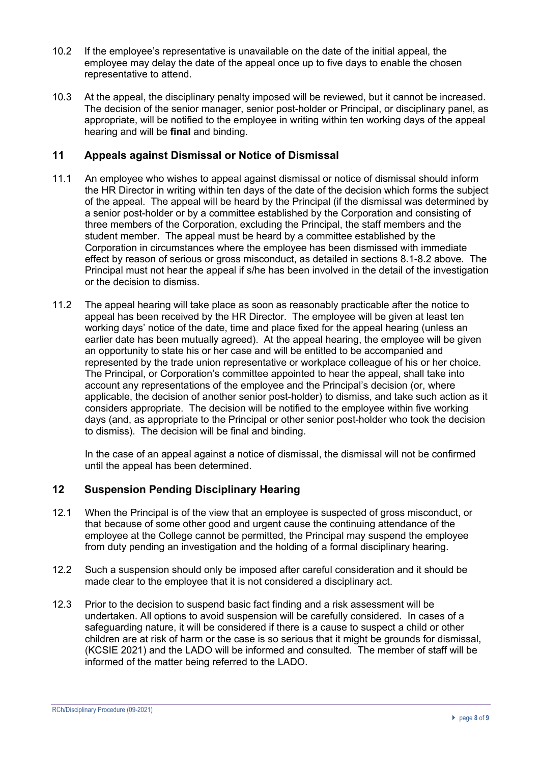10.2 If the employee's representative is unavailable on the date of the initial appeal, the employee may delay the date of the appeal once up to five days to enable the chosen representative to attend.

10.3 At the appeal, the disciplinary penalty imposed will be reviewed, but it cannot be increased. The decision of the senior manager, senior post-holder or Principal, or disciplinary panel, as appropriate, will be notified to the employee in writing within ten working days of the appeal hearing and will be **final** and binding.

## 11 Appeals against Dismissal or Notice of Dismissal

11.1 An employee who wishes to appeal against dismissal or notice of dismissal should inform the HR Director in writing within ten days of the date of the decision which forms the subject of the appeal. The appeal will be heard by the Principal (if the dismissal was determined by a senior post-holder or by a committee established by the Corporation and consisting of three members of the Corporation, excluding the Principal, the staff members and the student member. The appeal must be heard by a committee established by the Corporation in circumstances where the employee has been dismissed with immediate effect by reason of serious or gross misconduct, as detailed in sections 8.1-8.2 above. The Principal must not hear the appeal if s/he has been involved in the detail of the investigation or the decision to dismiss.

11.2 The appeal hearing will take place as soon as reasonably practicable after the notice to appeal has been received by the HR Director. The employee will be given at least ten working days' notice of the date, time and place fixed for the appeal hearing (unless an earlier date has been mutually agreed). At the appeal hearing, the employee will be given an opportunity to state his or her case and will be entitled to be accompanied and represented by the trade union representative or workplace colleague of his or her choice. The Principal, or Corporation's committee appointed to hear the appeal, shall take into account any representations of the employee and the Principal's decision (or, where applicable, the decision of another senior post-holder) to dismiss, and take such action as it considers appropriate. The decision will be notified to the employee within five working days (and, as appropriate to the Principal or other senior post-holder who took the decision to dismiss). The decision will be final and binding.

In the case of an appeal against a notice of dismissal, the dismissal will not be confirmed until the appeal has been determined.

## 12 Suspension Pending Disciplinary Hearing

12.1 When the Principal is of the view that an employee is suspected of gross misconduct, or that because of some other good and urgent cause the continuing attendance of the employee at the College cannot be permitted, the Principal may suspend the employee from duty pending an investigation and the holding of a formal disciplinary hearing.

12.2 Such a suspension should only be imposed after careful consideration and it should be made clear to the employee that it is not considered a disciplinary act.

12.3 Prior to the decision to suspend basic fact finding and a risk assessment will be undertaken. All options to avoid suspension will be carefully considered. In cases of a safeguarding nature, it will be considered if there is a cause to suspect a child or other children are at risk of harm or the case is so serious that it might be grounds for dismissal, (KCSIE 2021) and the LADO will be informed and consulted. The member of staff will be informed of the matter being referred to the LADO.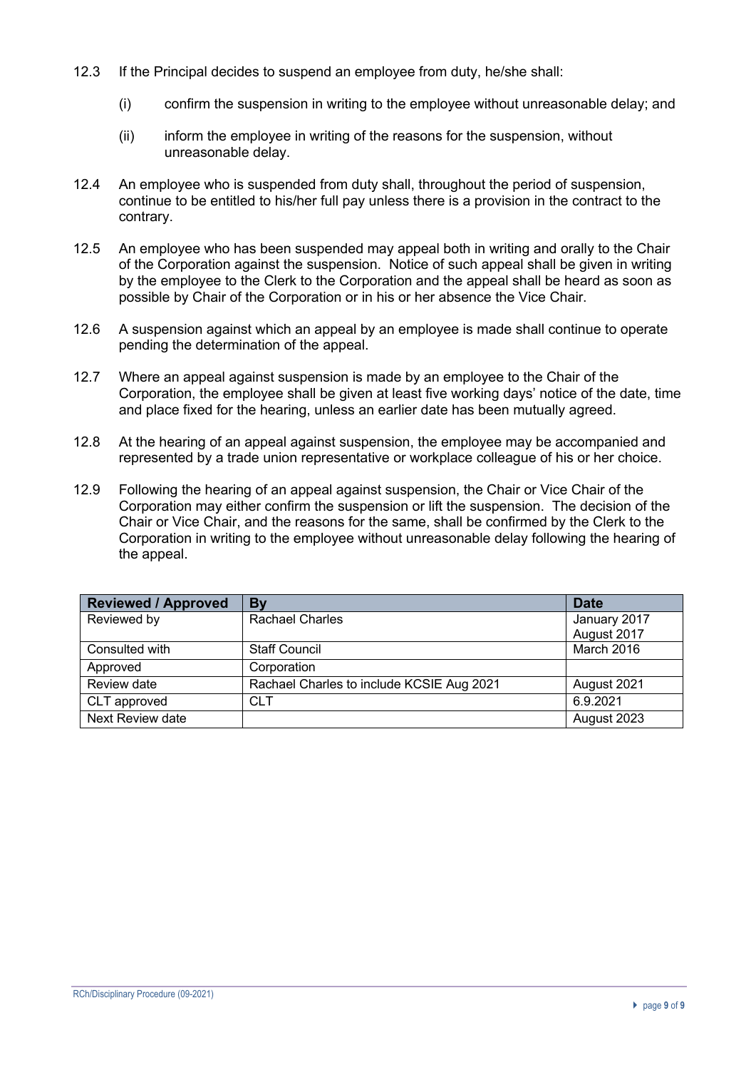12.3 If the Principal decides to suspend an employee from duty, he/she shall:

(i) confirm the suspension in writing to the employee without unreasonable delay; and

(ii) inform the employee in writing of the reasons for the suspension, without unreasonable delay.

12.4 An employee who is suspended from duty shall, throughout the period of suspension, continue to be entitled to his/her full pay unless there is a provision in the contract to the contrary.

12.5 An employee who has been suspended may appeal both in writing and orally to the Chair of the Corporation against the suspension. Notice of such appeal shall be given in writing by the employee to the Clerk to the Corporation and the appeal shall be heard as soon as possible by Chair of the Corporation or in his or her absence the Vice Chair.

12.6 A suspension against which an appeal by an employee is made shall continue to operate pending the determination of the appeal.

12.7 Where an appeal against suspension is made by an employee to the Chair of the Corporation, the employee shall be given at least five working days' notice of the date, time and place fixed for the hearing, unless an earlier date has been mutually agreed.

12.8 At the hearing of an appeal against suspension, the employee may be accompanied and represented by a trade union representative or workplace colleague of his or her choice.

12.9 Following the hearing of an appeal against suspension, the Chair or Vice Chair of the Corporation may either confirm the suspension or lift the suspension. The decision of the Chair or Vice Chair, and the reasons for the same, shall be confirmed by the Clerk to the Corporation in writing to the employee without unreasonable delay following the hearing of the appeal.

| Reviewed / Approved | By | Date |
|---|---|---|
| Reviewed by | Rachael Charles | January 2017<br>August 2017 |
| Consulted with | Staff Council | March 2016 |
| Approved | Corporation | |
| Review date | Rachael Charles to include KCSIE Aug 2021 | August 2021 |
| CLT approved | CLT | 6.9.2021 |
| Next Review date | | August 2023 |